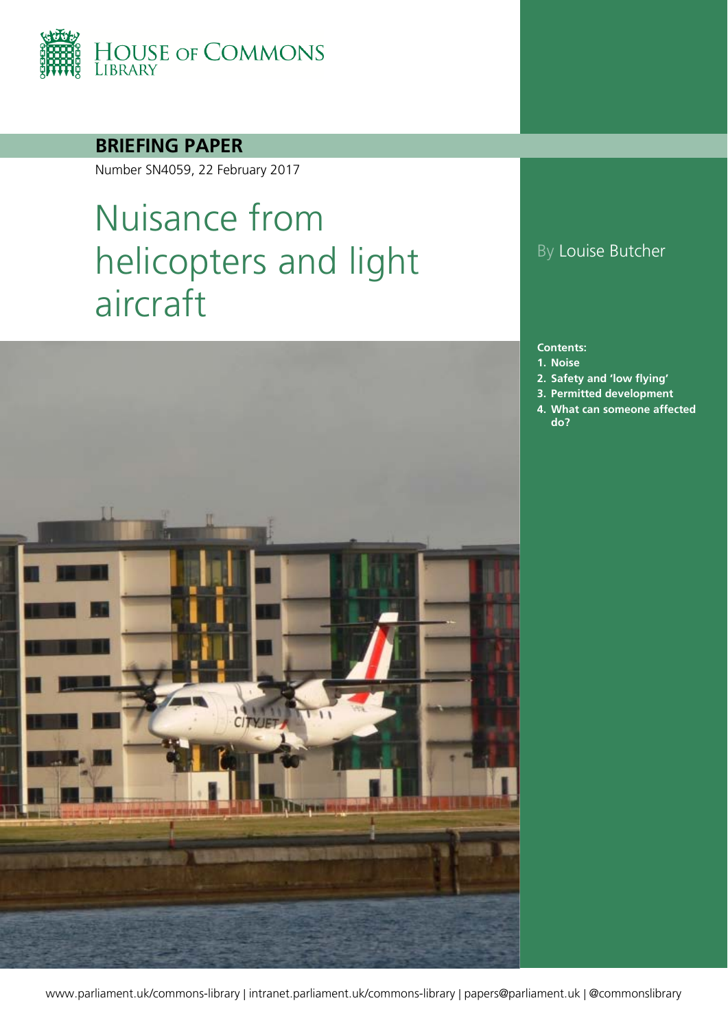HOUSE OF COMMONS LIBRARY

**BRIEFING PAPER**

Number SN4059, 22 February 2017

# Nuisance from helicopters and light aircraft

By Louise Butcher

**Contents:**

1. Noise
2. Safety and 'low flying'
3. Permitted development
4. What can someone affected do?

www.parliament.uk/commons-library | intranet.parliament.uk/commons-library | papers@parliament.uk | @commonslibrary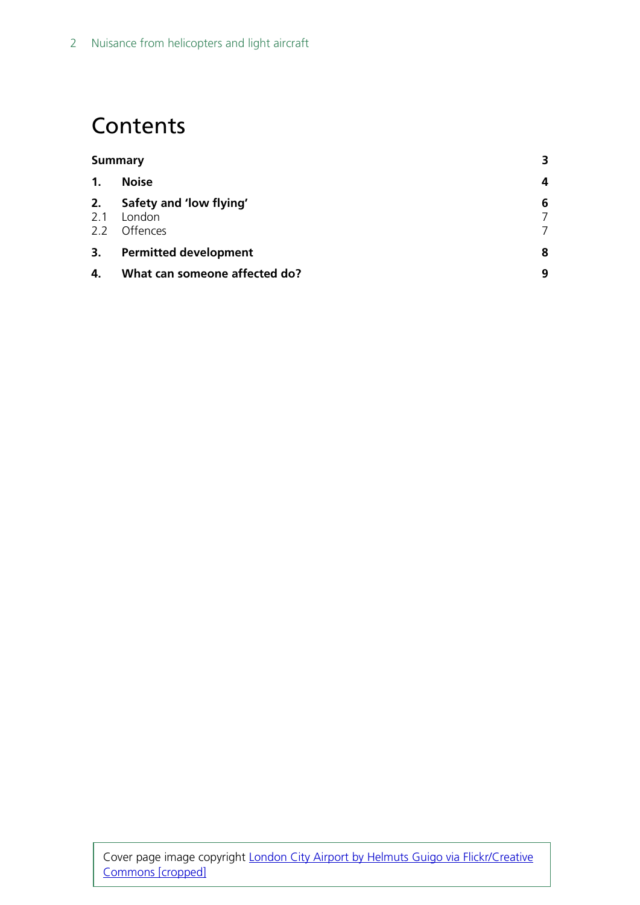# Contents

| | | |
|---|---|---|
| **Summary** | | **3** |
| **1.** | **Noise** | **4** |
| **2.** | **Safety and 'low flying'** | **6** |
| 2.1 | London | 7 |
| 2.2 | Offences | 7 |
| **3.** | **Permitted development** | **8** |
| **4.** | **What can someone affected do?** | **9** |

Cover page image copyright London City Airport by Helmuts Guigo via Flickr/Creative Commons [cropped]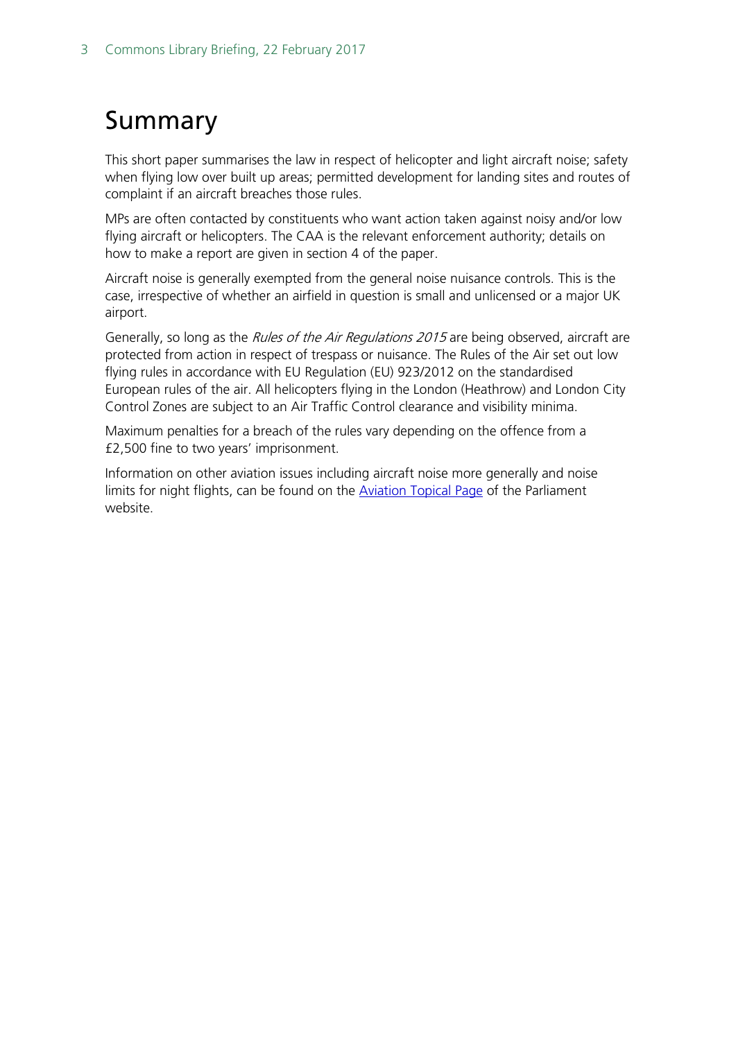# Summary

This short paper summarises the law in respect of helicopter and light aircraft noise; safety when flying low over built up areas; permitted development for landing sites and routes of complaint if an aircraft breaches those rules.

MPs are often contacted by constituents who want action taken against noisy and/or low flying aircraft or helicopters. The CAA is the relevant enforcement authority; details on how to make a report are given in section 4 of the paper.

Aircraft noise is generally exempted from the general noise nuisance controls. This is the case, irrespective of whether an airfield in question is small and unlicensed or a major UK airport.

Generally, so long as the *Rules of the Air Regulations 2015* are being observed, aircraft are protected from action in respect of trespass or nuisance. The Rules of the Air set out low flying rules in accordance with EU Regulation (EU) 923/2012 on the standardised European rules of the air. All helicopters flying in the London (Heathrow) and London City Control Zones are subject to an Air Traffic Control clearance and visibility minima.

Maximum penalties for a breach of the rules vary depending on the offence from a £2,500 fine to two years' imprisonment.

Information on other aviation issues including aircraft noise more generally and noise limits for night flights, can be found on the [Aviation Topical Page] of the Parliament website.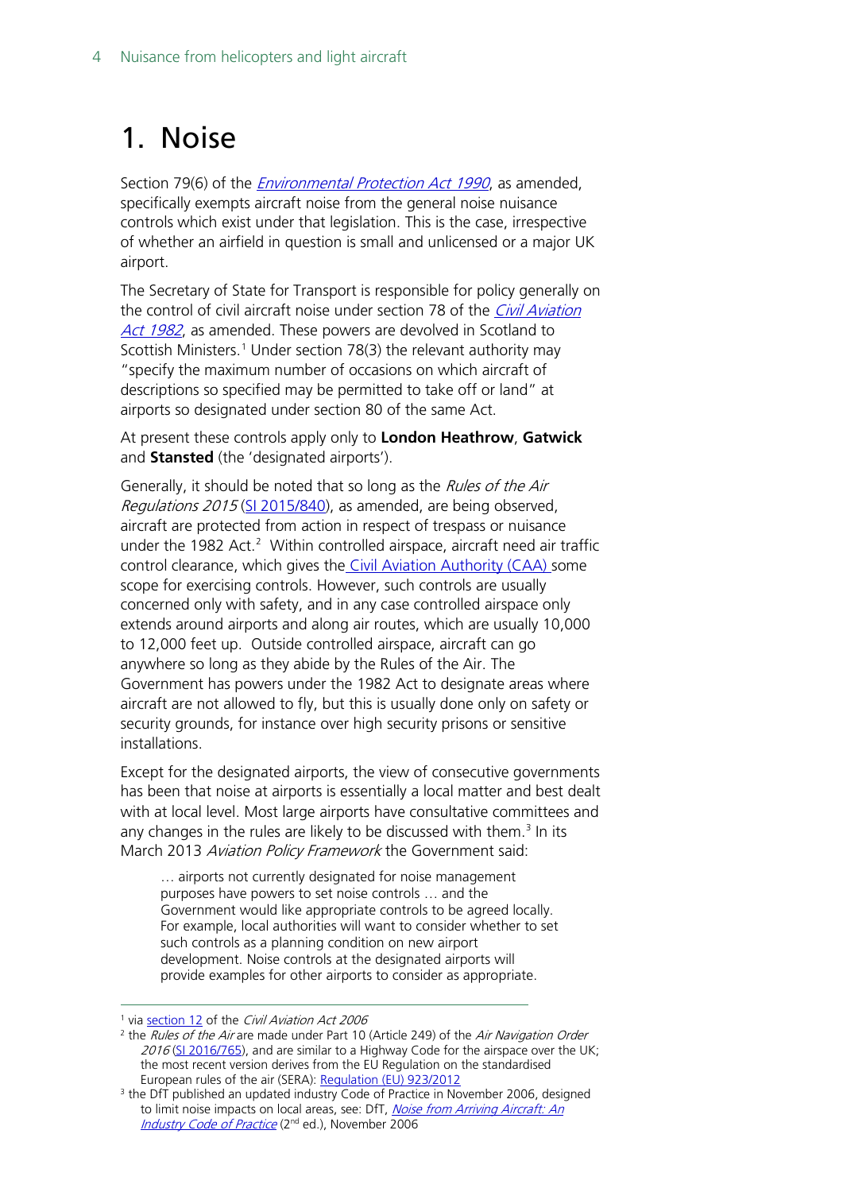# 1. Noise

Section 79(6) of the *Environmental Protection Act 1990*, as amended, specifically exempts aircraft noise from the general noise nuisance controls which exist under that legislation. This is the case, irrespective of whether an airfield in question is small and unlicensed or a major UK airport.

The Secretary of State for Transport is responsible for policy generally on the control of civil aircraft noise under section 78 of the *Civil Aviation Act 1982*, as amended. These powers are devolved in Scotland to Scottish Ministers.[1] Under section 78(3) the relevant authority may "specify the maximum number of occasions on which aircraft of descriptions so specified may be permitted to take off or land" at airports so designated under section 80 of the same Act.

At present these controls apply only to **London Heathrow**, **Gatwick** and **Stansted** (the 'designated airports').

Generally, it should be noted that so long as the *Rules of the Air Regulations 2015* (SI 2015/840), as amended, are being observed, aircraft are protected from action in respect of trespass or nuisance under the 1982 Act.[2] Within controlled airspace, aircraft need air traffic control clearance, which gives the Civil Aviation Authority (CAA) some scope for exercising controls. However, such controls are usually concerned only with safety, and in any case controlled airspace only extends around airports and along air routes, which are usually 10,000 to 12,000 feet up. Outside controlled airspace, aircraft can go anywhere so long as they abide by the Rules of the Air. The Government has powers under the 1982 Act to designate areas where aircraft are not allowed to fly, but this is usually done only on safety or security grounds, for instance over high security prisons or sensitive installations.

Except for the designated airports, the view of consecutive governments has been that noise at airports is essentially a local matter and best dealt with at local level. Most large airports have consultative committees and any changes in the rules are likely to be discussed with them.[3] In its March 2013 *Aviation Policy Framework* the Government said:

> … airports not currently designated for noise management purposes have powers to set noise controls … and the Government would like appropriate controls to be agreed locally. For example, local authorities will want to consider whether to set such controls as a planning condition on new airport development. Noise controls at the designated airports will provide examples for other airports to consider as appropriate.

---

[1] via section 12 of the *Civil Aviation Act 2006*

[2] the *Rules of the Air* are made under Part 10 (Article 249) of the *Air Navigation Order 2016* (SI 2016/765), and are similar to a Highway Code for the airspace over the UK; the most recent version derives from the EU Regulation on the standardised European rules of the air (SERA): Regulation (EU) 923/2012

[3] the DfT published an updated industry Code of Practice in November 2006, designed to limit noise impacts on local areas, see: DfT, *Noise from Arriving Aircraft: An Industry Code of Practice* (2nd ed.), November 2006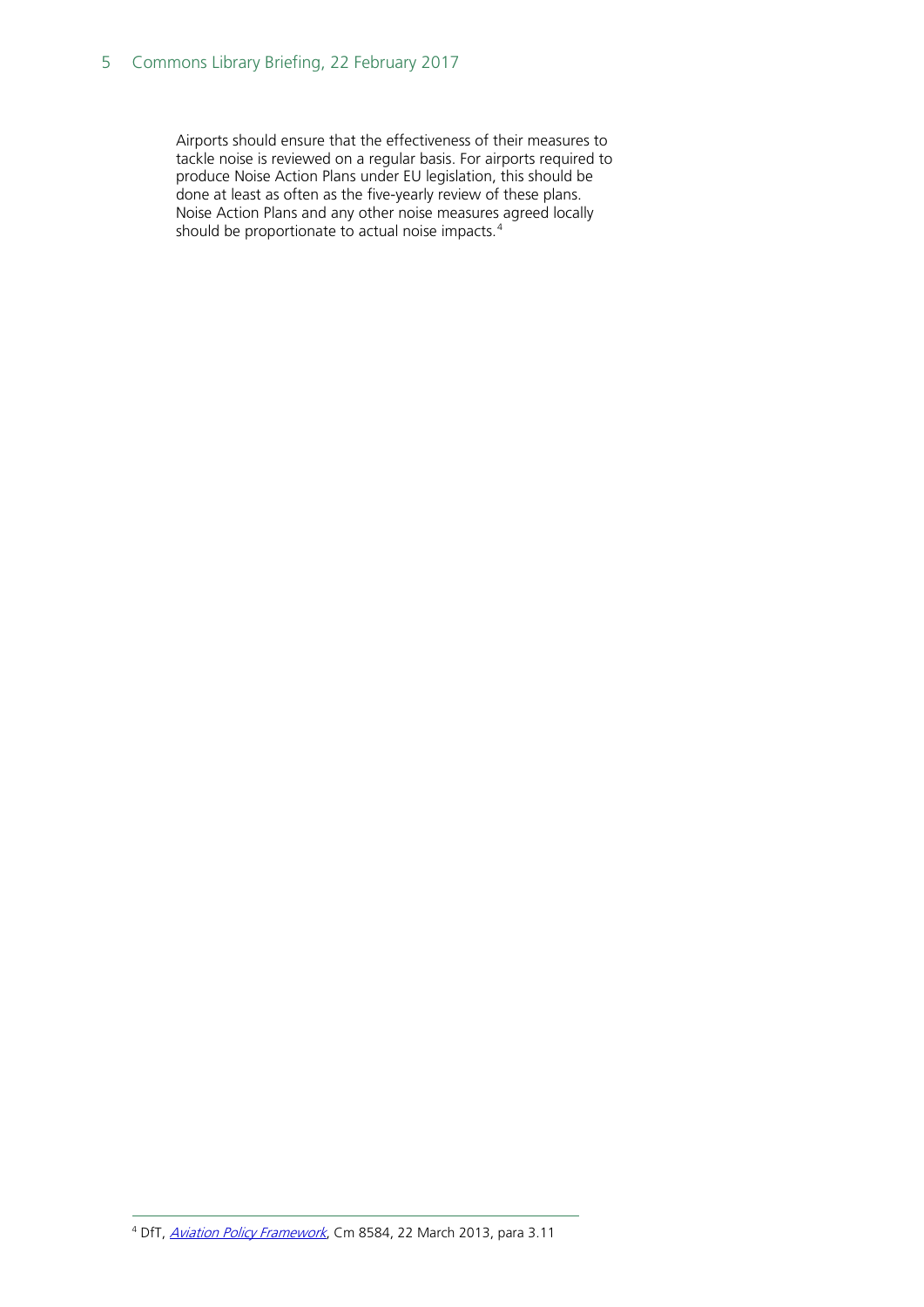> Airports should ensure that the effectiveness of their measures to tackle noise is reviewed on a regular basis. For airports required to produce Noise Action Plans under EU legislation, this should be done at least as often as the five-yearly review of these plans. Noise Action Plans and any other noise measures agreed locally should be proportionate to actual noise impacts.[4]

---

[4] DfT, *Aviation Policy Framework*, Cm 8584, 22 March 2013, para 3.11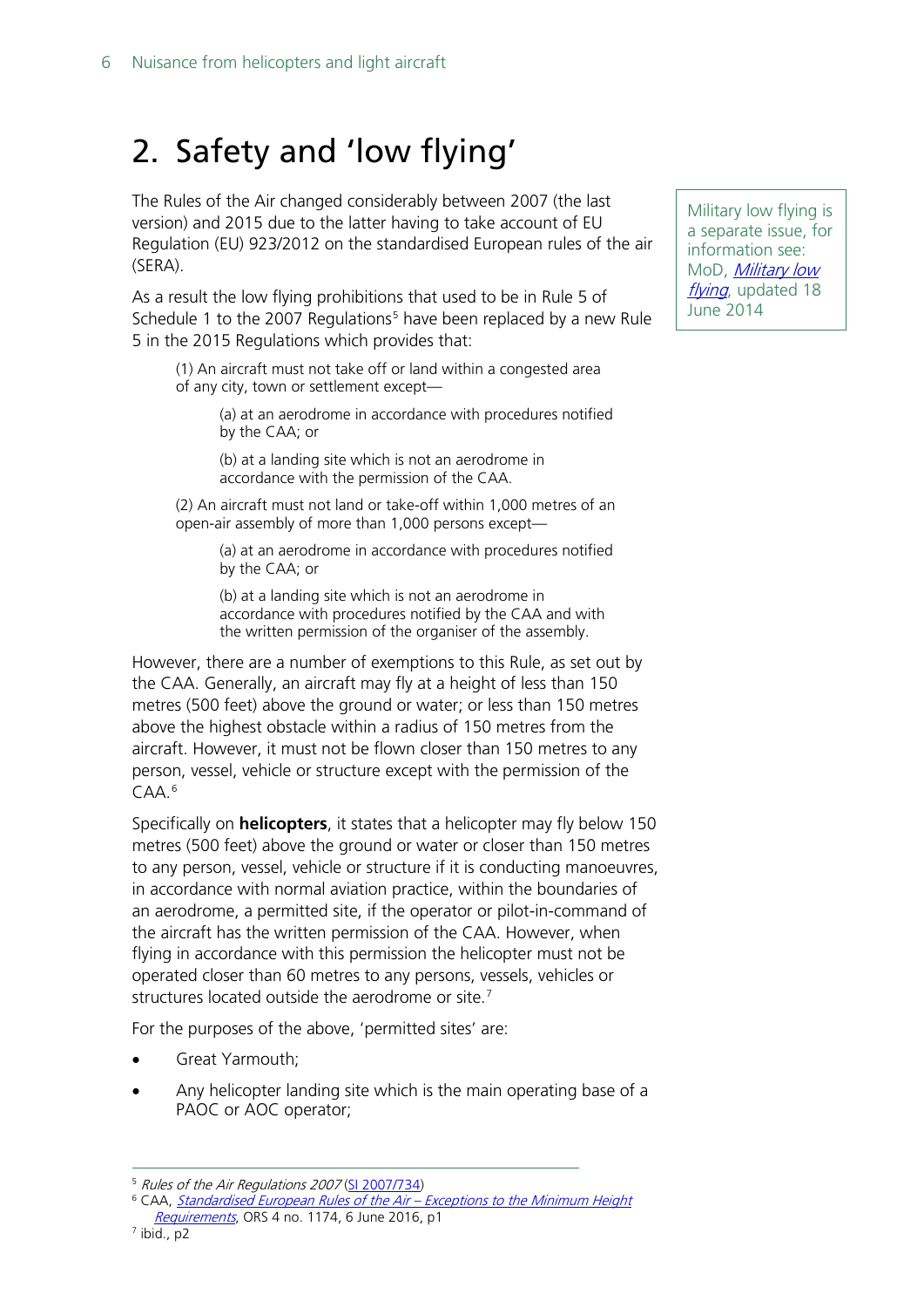# 2. Safety and 'low flying'

The Rules of the Air changed considerably between 2007 (the last version) and 2015 due to the latter having to take account of EU Regulation (EU) 923/2012 on the standardised European rules of the air (SERA).

Military low flying is a separate issue, for information see: MoD, *[Military low flying](Military low flying)*, updated 18 June 2014

As a result the low flying prohibitions that used to be in Rule 5 of Schedule 1 to the 2007 Regulations[5] have been replaced by a new Rule 5 in the 2015 Regulations which provides that:

> (1) An aircraft must not take off or land within a congested area of any city, town or settlement except—
>
> > (a) at an aerodrome in accordance with procedures notified by the CAA; or
> >
> > (b) at a landing site which is not an aerodrome in accordance with the permission of the CAA.
>
> (2) An aircraft must not land or take-off within 1,000 metres of an open-air assembly of more than 1,000 persons except—
>
> > (a) at an aerodrome in accordance with procedures notified by the CAA; or
> >
> > (b) at a landing site which is not an aerodrome in accordance with procedures notified by the CAA and with the written permission of the organiser of the assembly.

However, there are a number of exemptions to this Rule, as set out by the CAA. Generally, an aircraft may fly at a height of less than 150 metres (500 feet) above the ground or water; or less than 150 metres above the highest obstacle within a radius of 150 metres from the aircraft. However, it must not be flown closer than 150 metres to any person, vessel, vehicle or structure except with the permission of the CAA.[6]

Specifically on **helicopters**, it states that a helicopter may fly below 150 metres (500 feet) above the ground or water or closer than 150 metres to any person, vessel, vehicle or structure if it is conducting manoeuvres, in accordance with normal aviation practice, within the boundaries of an aerodrome, a permitted site, if the operator or pilot-in-command of the aircraft has the written permission of the CAA. However, when flying in accordance with this permission the helicopter must not be operated closer than 60 metres to any persons, vessels, vehicles or structures located outside the aerodrome or site.[7]

For the purposes of the above, 'permitted sites' are:

- Great Yarmouth;
- Any helicopter landing site which is the main operating base of a PAOC or AOC operator;

---

[5] *Rules of the Air Regulations 2007* (SI 2007/734)

[6] CAA, *Standardised European Rules of the Air – Exceptions to the Minimum Height Requirements*, ORS 4 no. 1174, 6 June 2016, p1

[7] ibid., p2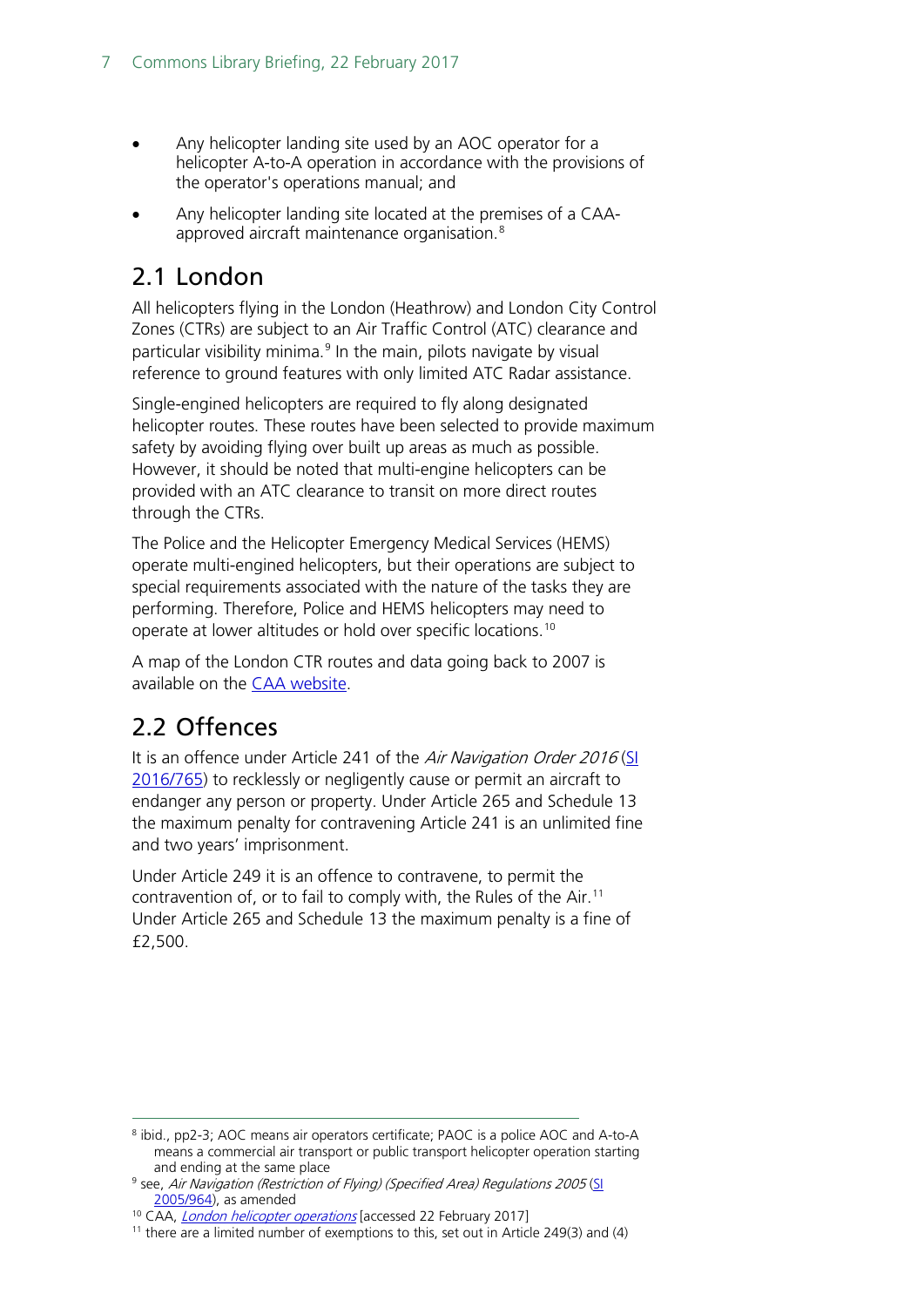- Any helicopter landing site used by an AOC operator for a helicopter A-to-A operation in accordance with the provisions of the operator's operations manual; and
- Any helicopter landing site located at the premises of a CAA-approved aircraft maintenance organisation.[8]

## 2.1 London

All helicopters flying in the London (Heathrow) and London City Control Zones (CTRs) are subject to an Air Traffic Control (ATC) clearance and particular visibility minima.[9] In the main, pilots navigate by visual reference to ground features with only limited ATC Radar assistance.

Single-engined helicopters are required to fly along designated helicopter routes. These routes have been selected to provide maximum safety by avoiding flying over built up areas as much as possible. However, it should be noted that multi-engine helicopters can be provided with an ATC clearance to transit on more direct routes through the CTRs.

The Police and the Helicopter Emergency Medical Services (HEMS) operate multi-engined helicopters, but their operations are subject to special requirements associated with the nature of the tasks they are performing. Therefore, Police and HEMS helicopters may need to operate at lower altitudes or hold over specific locations.[10]

A map of the London CTR routes and data going back to 2007 is available on the CAA website.

## 2.2 Offences

It is an offence under Article 241 of the *Air Navigation Order 2016* (SI 2016/765) to recklessly or negligently cause or permit an aircraft to endanger any person or property. Under Article 265 and Schedule 13 the maximum penalty for contravening Article 241 is an unlimited fine and two years' imprisonment.

Under Article 249 it is an offence to contravene, to permit the contravention of, or to fail to comply with, the Rules of the Air.[11] Under Article 265 and Schedule 13 the maximum penalty is a fine of £2,500.

---

[8] ibid., pp2-3; AOC means air operators certificate; PAOC is a police AOC and A-to-A means a commercial air transport or public transport helicopter operation starting and ending at the same place

[9] see, *Air Navigation (Restriction of Flying) (Specified Area) Regulations 2005* (SI 2005/964), as amended

[10] CAA, *London helicopter operations* [accessed 22 February 2017]

[11] there are a limited number of exemptions to this, set out in Article 249(3) and (4)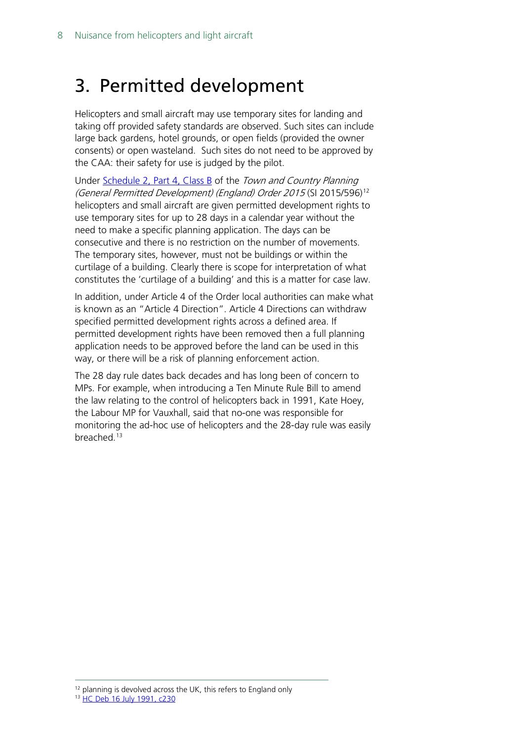# 3. Permitted development

Helicopters and small aircraft may use temporary sites for landing and taking off provided safety standards are observed. Such sites can include large back gardens, hotel grounds, or open fields (provided the owner consents) or open wasteland. Such sites do not need to be approved by the CAA: their safety for use is judged by the pilot.

Under Schedule 2, Part 4, Class B of the *Town and Country Planning (General Permitted Development) (England) Order 2015* (SI 2015/596)[12] helicopters and small aircraft are given permitted development rights to use temporary sites for up to 28 days in a calendar year without the need to make a specific planning application. The days can be consecutive and there is no restriction on the number of movements. The temporary sites, however, must not be buildings or within the curtilage of a building. Clearly there is scope for interpretation of what constitutes the 'curtilage of a building' and this is a matter for case law.

In addition, under Article 4 of the Order local authorities can make what is known as an "Article 4 Direction". Article 4 Directions can withdraw specified permitted development rights across a defined area. If permitted development rights have been removed then a full planning application needs to be approved before the land can be used in this way, or there will be a risk of planning enforcement action.

The 28 day rule dates back decades and has long been of concern to MPs. For example, when introducing a Ten Minute Rule Bill to amend the law relating to the control of helicopters back in 1991, Kate Hoey, the Labour MP for Vauxhall, said that no-one was responsible for monitoring the ad-hoc use of helicopters and the 28-day rule was easily breached.[13]

---

[12] planning is devolved across the UK, this refers to England only

[13] HC Deb 16 July 1991, c230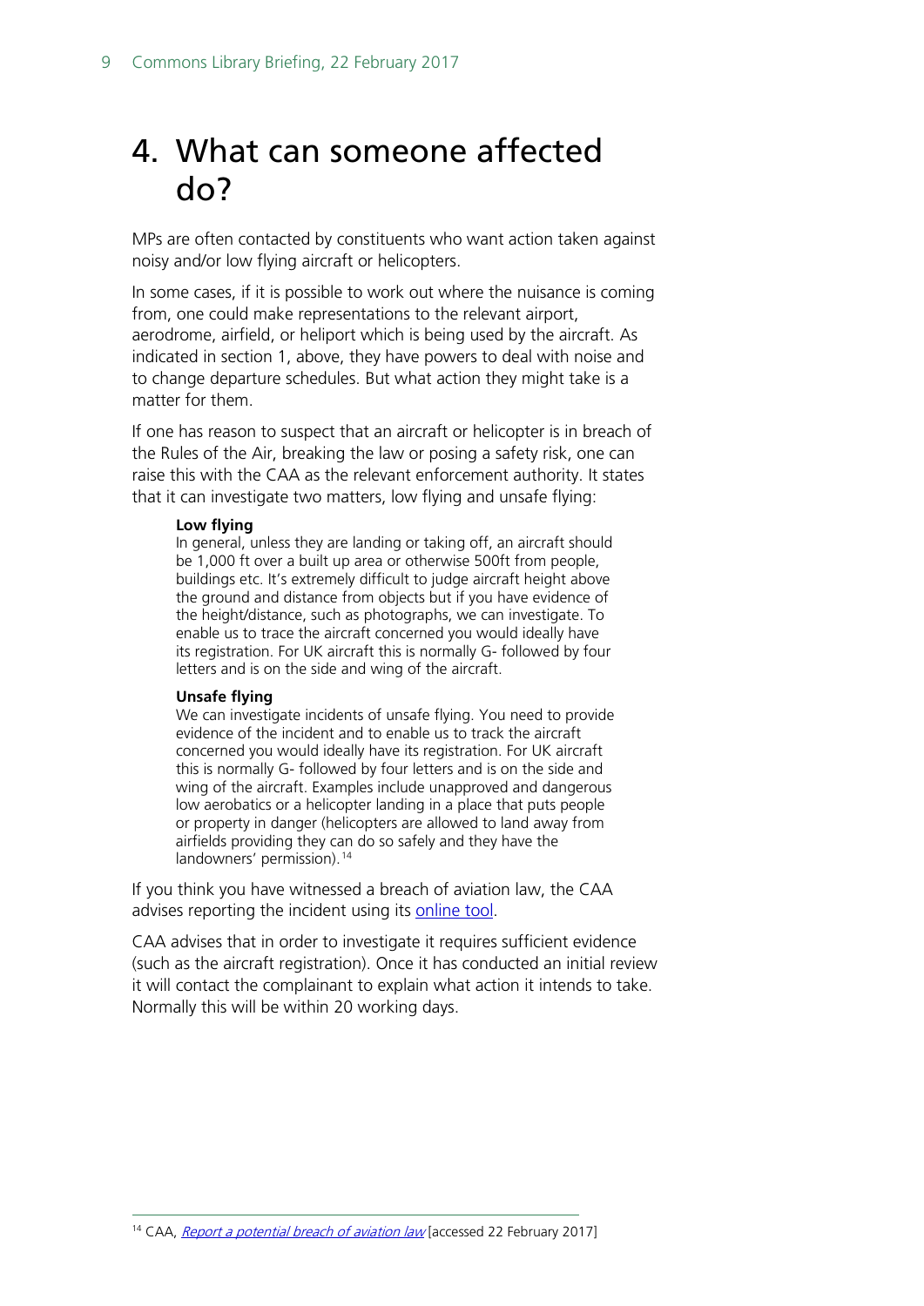# 4. What can someone affected do?

MPs are often contacted by constituents who want action taken against noisy and/or low flying aircraft or helicopters.

In some cases, if it is possible to work out where the nuisance is coming from, one could make representations to the relevant airport, aerodrome, airfield, or heliport which is being used by the aircraft. As indicated in section 1, above, they have powers to deal with noise and to change departure schedules. But what action they might take is a matter for them.

If one has reason to suspect that an aircraft or helicopter is in breach of the Rules of the Air, breaking the law or posing a safety risk, one can raise this with the CAA as the relevant enforcement authority. It states that it can investigate two matters, low flying and unsafe flying:

> **Low flying**
> In general, unless they are landing or taking off, an aircraft should be 1,000 ft over a built up area or otherwise 500ft from people, buildings etc. It's extremely difficult to judge aircraft height above the ground and distance from objects but if you have evidence of the height/distance, such as photographs, we can investigate. To enable us to trace the aircraft concerned you would ideally have its registration. For UK aircraft this is normally G- followed by four letters and is on the side and wing of the aircraft.
>
> **Unsafe flying**
> We can investigate incidents of unsafe flying. You need to provide evidence of the incident and to enable us to track the aircraft concerned you would ideally have its registration. For UK aircraft this is normally G- followed by four letters and is on the side and wing of the aircraft. Examples include unapproved and dangerous low aerobatics or a helicopter landing in a place that puts people or property in danger (helicopters are allowed to land away from airfields providing they can do so safely and they have the landowners' permission).[14]

If you think you have witnessed a breach of aviation law, the CAA advises reporting the incident using its online tool.

CAA advises that in order to investigate it requires sufficient evidence (such as the aircraft registration). Once it has conducted an initial review it will contact the complainant to explain what action it intends to take. Normally this will be within 20 working days.

---

[14] CAA, *Report a potential breach of aviation law* [accessed 22 February 2017]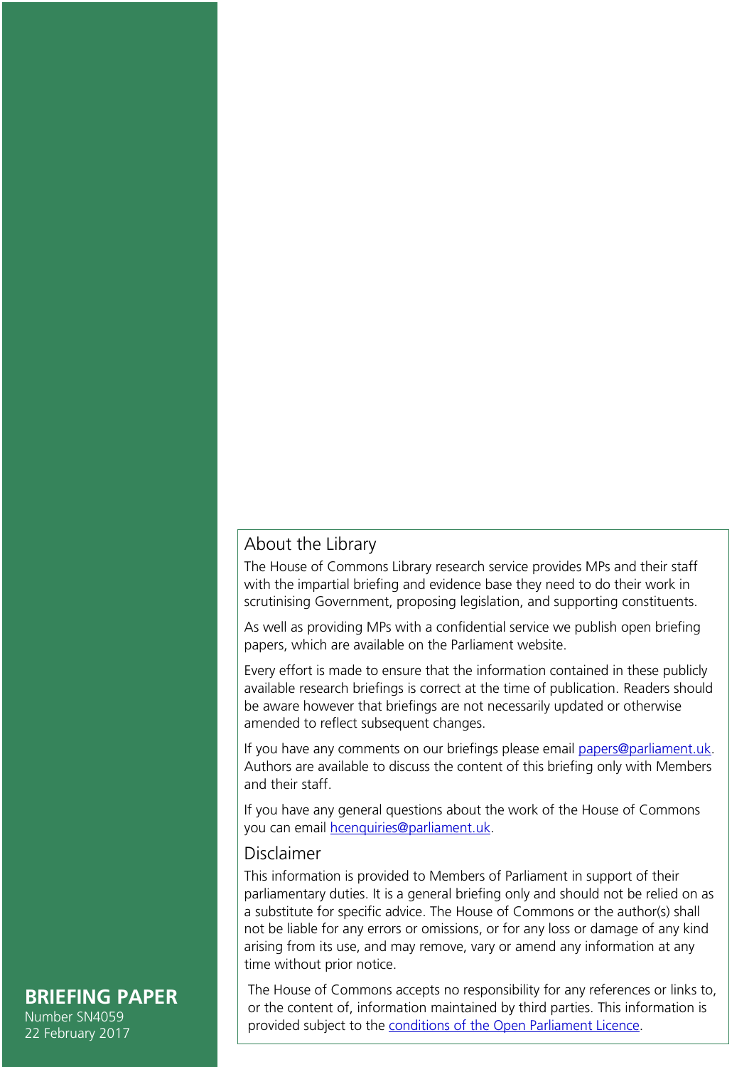## About the Library

The House of Commons Library research service provides MPs and their staff with the impartial briefing and evidence base they need to do their work in scrutinising Government, proposing legislation, and supporting constituents.

As well as providing MPs with a confidential service we publish open briefing papers, which are available on the Parliament website.

Every effort is made to ensure that the information contained in these publicly available research briefings is correct at the time of publication. Readers should be aware however that briefings are not necessarily updated or otherwise amended to reflect subsequent changes.

If you have any comments on our briefings please email [papers@parliament.uk](mailto:papers@parliament.uk). Authors are available to discuss the content of this briefing only with Members and their staff.

If you have any general questions about the work of the House of Commons you can email [hcenquiries@parliament.uk](mailto:hcenquiries@parliament.uk).

## Disclaimer

This information is provided to Members of Parliament in support of their parliamentary duties. It is a general briefing only and should not be relied on as a substitute for specific advice. The House of Commons or the author(s) shall not be liable for any errors or omissions, or for any loss or damage of any kind arising from its use, and may remove, vary or amend any information at any time without prior notice.

The House of Commons accepts no responsibility for any references or links to, or the content of, information maintained by third parties. This information is provided subject to the conditions of the Open Parliament Licence.

**BRIEFING PAPER**
Number SN4059
22 February 2017